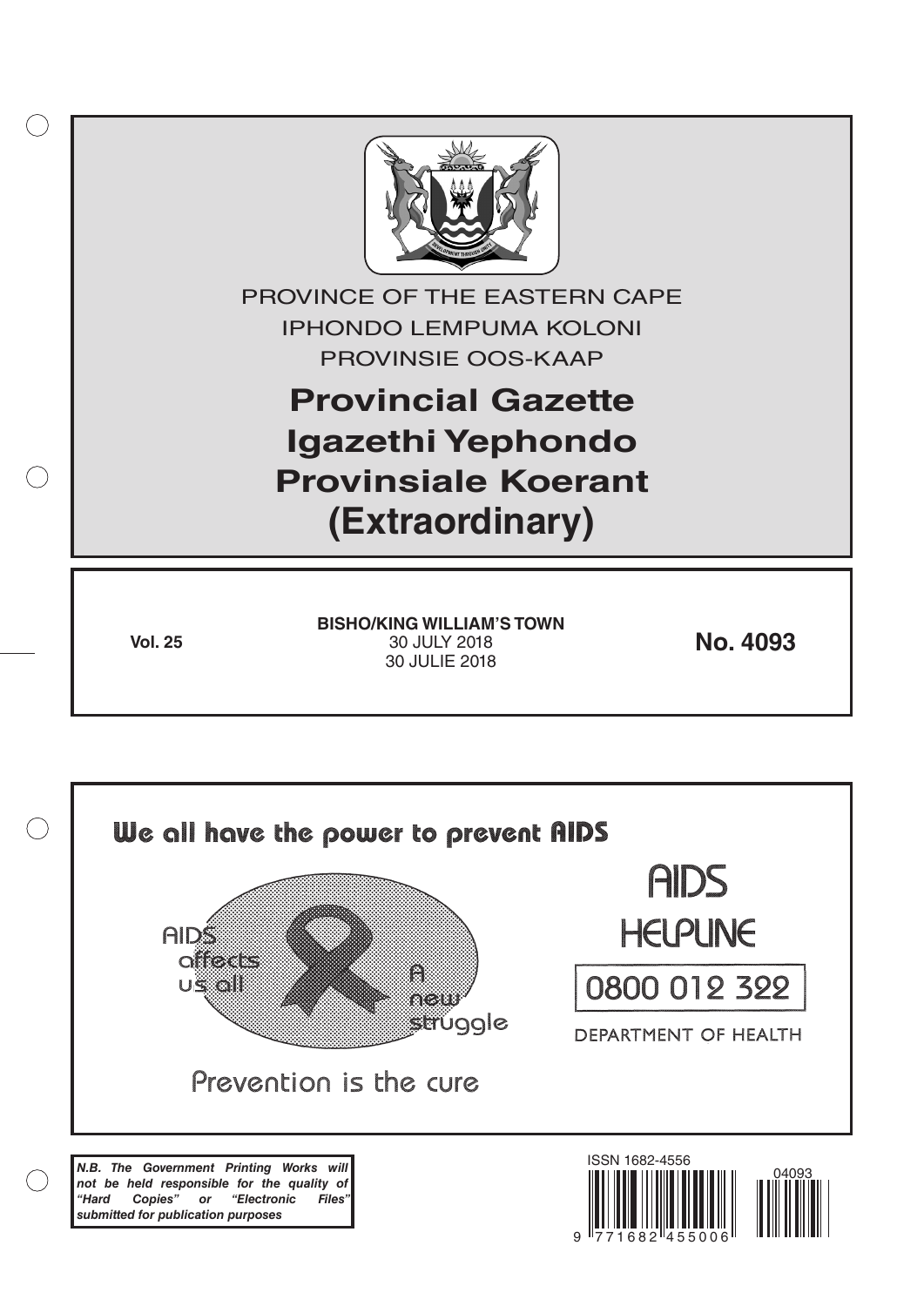PROVINCE OF THE EASTERN CAPE

IPHONDO LEMPUMA KOLONI

PROVINSIE OOS-KAAP

# Provincial Gazette
# Igazethi Yephondo
# Provinsiale Koerant
# (Extraordinary)

**Vol. 25**

**BISHO/KING WILLIAM'S TOWN**
30 JULY 2018
30 JULIE 2018

**No. 4093**

We all have the power to prevent AIDS

AIDS affects us all

A new struggle

Prevention is the cure

AIDS HELPLINE

0800 012 322

DEPARTMENT OF HEALTH

***N.B. The Government Printing Works will not be held responsible for the quality of "Hard Copies" or "Electronic Files" submitted for publication purposes***

ISSN 1682-4556

04093

9 771682 455006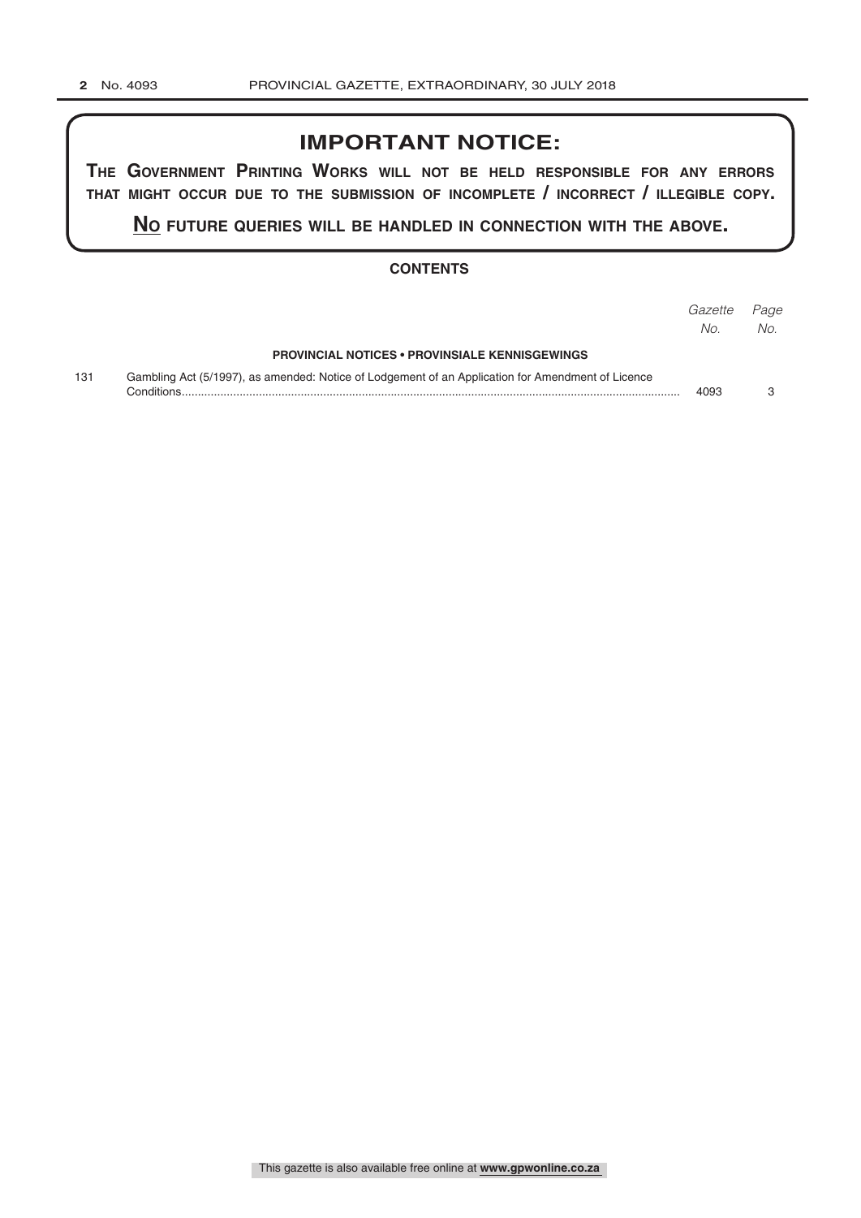## IMPORTANT NOTICE:

**THE GOVERNMENT PRINTING WORKS WILL NOT BE HELD RESPONSIBLE FOR ANY ERRORS THAT MIGHT OCCUR DUE TO THE SUBMISSION OF INCOMPLETE / INCORRECT / ILLEGIBLE COPY.**

**NO FUTURE QUERIES WILL BE HANDLED IN CONNECTION WITH THE ABOVE.**

### CONTENTS

| | | *Gazette No.* | *Page No.* |
|---|---|---|---|
| | **PROVINCIAL NOTICES • PROVINSIALE KENNISGEWINGS** | | |
| 131 | Gambling Act (5/1997), as amended: Notice of Lodgement of an Application for Amendment of Licence Conditions | 4093 | 3 |

This gazette is also available free online at **www.gpwonline.co.za**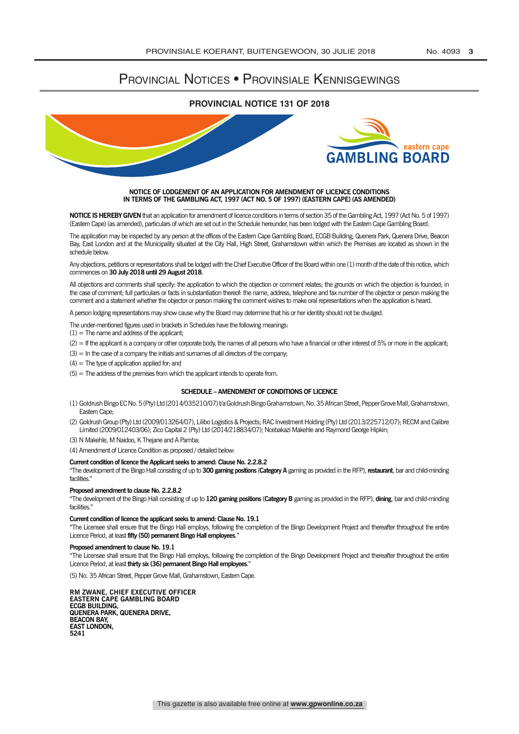# Provincial Notices • Provinsiale Kennisgewings

## PROVINCIAL NOTICE 131 OF 2018

eastern cape
**GAMBLING BOARD**

### NOTICE OF LODGEMENT OF AN APPLICATION FOR AMENDMENT OF LICENCE CONDITIONS IN TERMS OF THE GAMBLING ACT, 1997 (ACT NO. 5 OF 1997) (EASTERN CAPE) (AS AMENDED)

**NOTICE IS HEREBY GIVEN** that an application for amendment of licence conditions in terms of section 35 of the Gambling Act, 1997 (Act No. 5 of 1997) (Eastern Cape) (as amended), particulars of which are set out in the Schedule hereunder, has been lodged with the Eastern Cape Gambling Board.

The application may be inspected by any person at the offices of the Eastern Cape Gambling Board, ECGB Building, Quenera Park, Quenera Drive, Beacon Bay, East London and at the Municipality situated at the City Hall, High Street, Grahamstown within which the Premises are located as shown in the schedule below.

Any objections, petitions or representations shall be lodged with the Chief Executive Officer of the Board within one (1) month of the date of this notice, which commences on **30 July 2018 until 29 August 2018**.

All objections and comments shall specify: the application to which the objection or comment relates; the grounds on which the objection is founded; in the case of comment; full particulars or facts in substantiation thereof: the name, address, telephone and fax number of the objector or person making the comment and a statement whether the objector or person making the comment wishes to make oral representations when the application is heard.

A person lodging representations may show cause why the Board may determine that his or her identity should not be divulged.

The under-mentioned figures used in brackets in Schedules have the following meanings:

(1) = The name and address of the applicant;

(2) = If the applicant is a company or other corporate body, the names of all persons who have a financial or other interest of 5% or more in the applicant;

(3) = In the case of a company the initials and surnames of all directors of the company;

(4) = The type of application applied for; and

(5) = The address of the premises from which the applicant intends to operate from.

### SCHEDULE – AMENDMENT OF CONDITIONS OF LICENCE

(1) Goldrush Bingo EC No. 5 (Pty) Ltd (2014/035210/07) t/a Goldrush Bingo Grahamstown, No. 35 African Street, Pepper Grove Mall, Grahamstown, Eastern Cape;

(2) Goldrush Group (Pty) Ltd (2009/013264/07), Lilibo Logistics & Projects; RAC Investment Holding (Pty) Ltd (2013/225712/07); RECM and Calibre Limited (2009/012403/06); Zico Capital 2 (Pty) Ltd (2014/218834/07); Ncebakazi Makehle and Raymond George Hipkin;

(3) N Makehle, M Naidoo, K Thejane and A Pamba;

(4) Amendment of Licence Condition as proposed / detailed below:

**Current condition of licence the Applicant seeks to amend: Clause No. 2.2.8.2**

"The development of the Bingo Hall consisting of up to **300 gaming positions** (**Category A** gaming as provided in the RFP), **restaurant**, bar and child-minding facilities."

**Proposed amendment to clause No. 2.2.8.2**

"The development of the Bingo Hall consisting of up to **120 gaming positions** (**Category B** gaming as provided in the RFP), **dining**, bar and child-minding facilities."

**Current condition of licence the applicant seeks to amend: Clause No. 19.1**

"The Licensee shall ensure that the Bingo Hall employs, following the completion of the Bingo Development Project and thereafter throughout the entire Licence Period, at least **fifty (50) permanent Bingo Hall employees**."

**Proposed amendment to clause No. 19.1**

"The Licensee shall ensure that the Bingo Hall employs, following the completion of the Bingo Development Project and thereafter throughout the entire Licence Period, at least **thirty six (36) permanent Bingo Hall employees**."

(5) No. 35 African Street, Pepper Grove Mall, Grahamstown, Eastern Cape.

**RM ZWANE, CHIEF EXECUTIVE OFFICER**
**EASTERN CAPE GAMBLING BOARD**
**ECGB BUILDING,**
**QUENERA PARK, QUENERA DRIVE,**
**BEACON BAY,**
**EAST LONDON,**
**5241**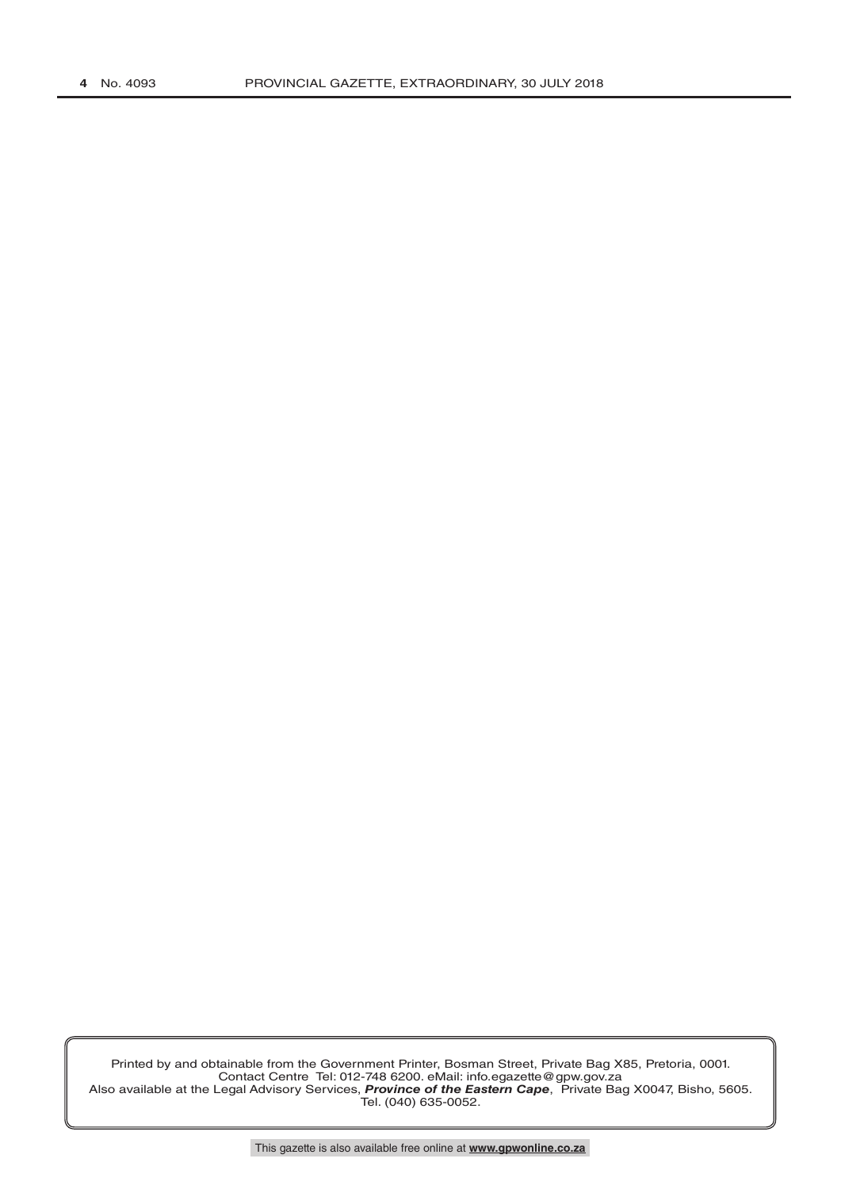Printed by and obtainable from the Government Printer, Bosman Street, Private Bag X85, Pretoria, 0001.
Contact Centre Tel: 012-748 6200. eMail: info.egazette@gpw.gov.za
Also available at the Legal Advisory Services, ***Province of the Eastern Cape***, Private Bag X0047, Bisho, 5605.
Tel. (040) 635-0052.

This gazette is also available free online at **www.gpwonline.co.za**